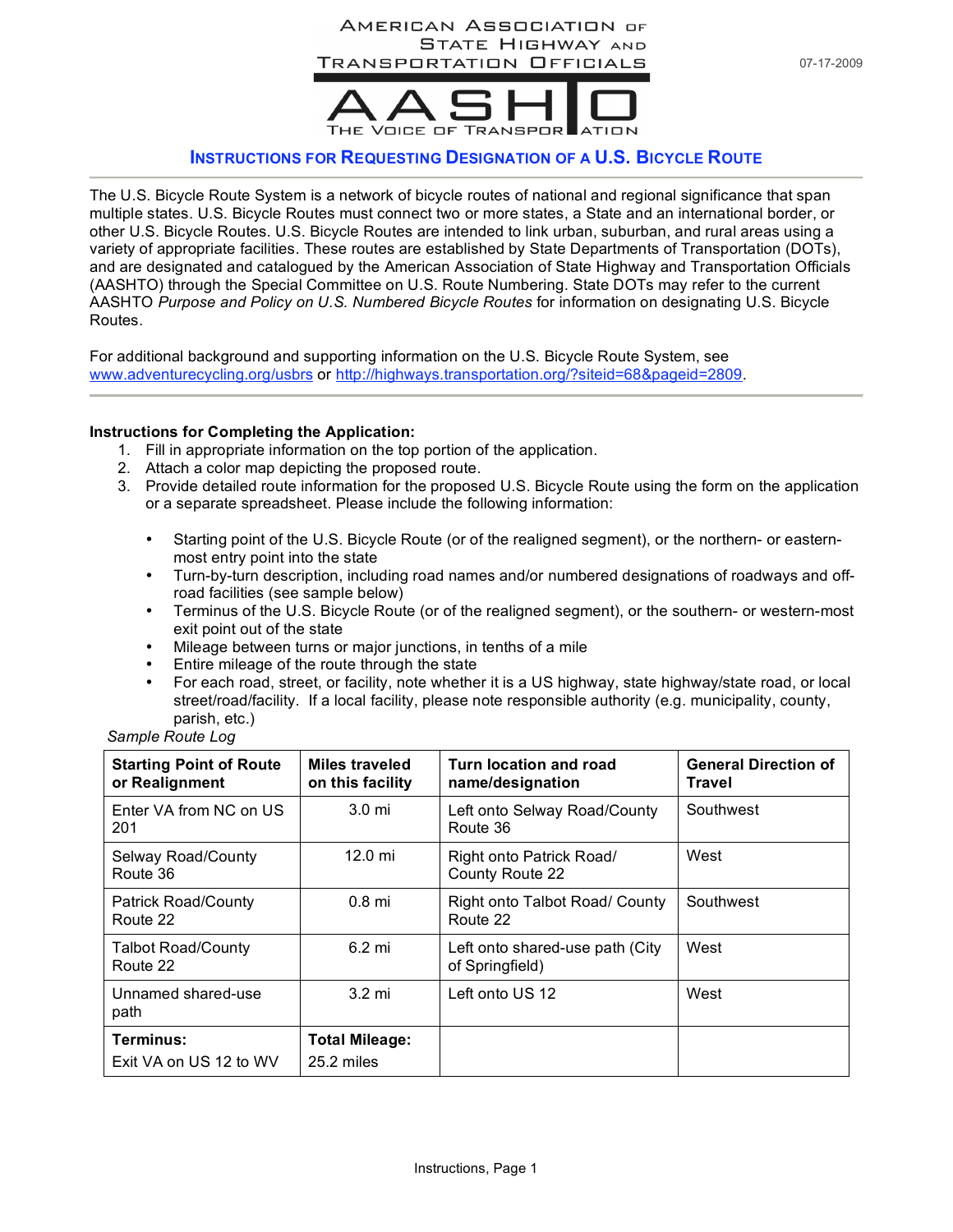American Association of State Highway and Transportation Officials

AASHTO — The Voice of Transportation

07-17-2009

## Instructions for Requesting Designation of a U.S. Bicycle Route

The U.S. Bicycle Route System is a network of bicycle routes of national and regional significance that span multiple states. U.S. Bicycle Routes must connect two or more states, a State and an international border, or other U.S. Bicycle Routes. U.S. Bicycle Routes are intended to link urban, suburban, and rural areas using a variety of appropriate facilities. These routes are established by State Departments of Transportation (DOTs), and are designated and catalogued by the American Association of State Highway and Transportation Officials (AASHTO) through the Special Committee on U.S. Route Numbering. State DOTs may refer to the current AASHTO *Purpose and Policy on U.S. Numbered Bicycle Routes* for information on designating U.S. Bicycle Routes.

For additional background and supporting information on the U.S. Bicycle Route System, see www.adventurecycling.org/usbrs or http://highways.transportation.org/?siteid=68&pageid=2809.

**Instructions for Completing the Application:**

1. Fill in appropriate information on the top portion of the application.
2. Attach a color map depicting the proposed route.
3. Provide detailed route information for the proposed U.S. Bicycle Route using the form on the application or a separate spreadsheet. Please include the following information:

   - Starting point of the U.S. Bicycle Route (or of the realigned segment), or the northern- or eastern-most entry point into the state
   - Turn-by-turn description, including road names and/or numbered designations of roadways and off-road facilities (see sample below)
   - Terminus of the U.S. Bicycle Route (or of the realigned segment), or the southern- or western-most exit point out of the state
   - Mileage between turns or major junctions, in tenths of a mile
   - Entire mileage of the route through the state
   - For each road, street, or facility, note whether it is a US highway, state highway/state road, or local street/road/facility. If a local facility, please note responsible authority (e.g. municipality, county, parish, etc.)

*Sample Route Log*

| **Starting Point of Route or Realignment** | **Miles traveled on this facility** | **Turn location and road name/designation** | **General Direction of Travel** |
|---|---|---|---|
| Enter VA from NC on US 201 | 3.0 mi | Left onto Selway Road/County Route 36 | Southwest |
| Selway Road/County Route 36 | 12.0 mi | Right onto Patrick Road/ County Route 22 | West |
| Patrick Road/County Route 22 | 0.8 mi | Right onto Talbot Road/ County Route 22 | Southwest |
| Talbot Road/County Route 22 | 6.2 mi | Left onto shared-use path (City of Springfield) | West |
| Unnamed shared-use path | 3.2 mi | Left onto US 12 | West |
| **Terminus:** Exit VA on US 12 to WV | **Total Mileage:** 25.2 miles | | |

Instructions, Page 1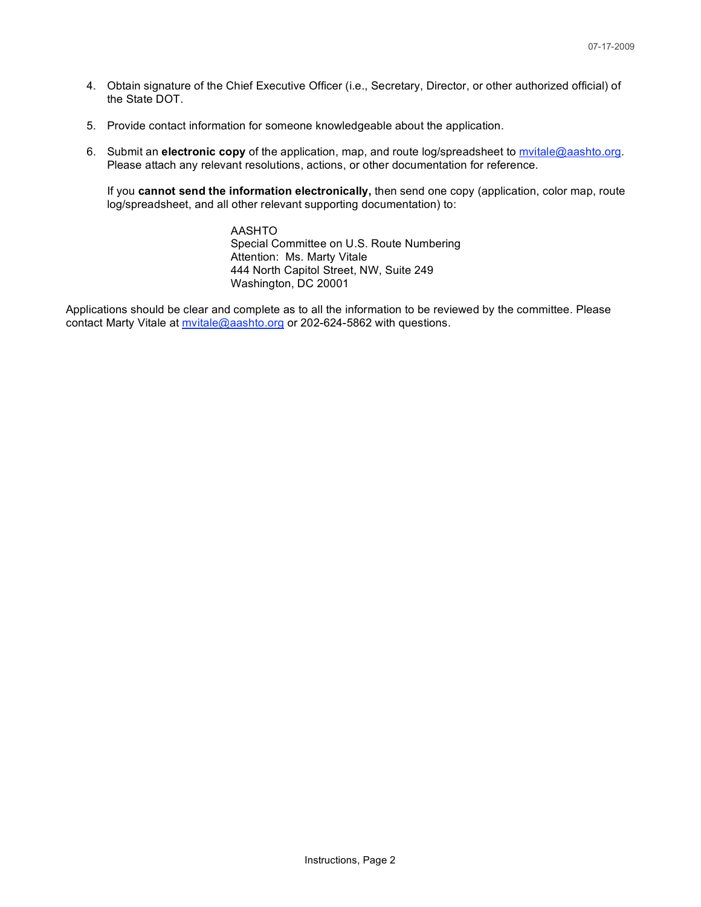4. Obtain signature of the Chief Executive Officer (i.e., Secretary, Director, or other authorized official) of the State DOT.

5. Provide contact information for someone knowledgeable about the application.

6. Submit an **electronic copy** of the application, map, and route log/spreadsheet to mvitale@aashto.org. Please attach any relevant resolutions, actions, or other documentation for reference.

   If you **cannot send the information electronically,** then send one copy (application, color map, route log/spreadsheet, and all other relevant supporting documentation) to:

   AASHTO
   Special Committee on U.S. Route Numbering
   Attention: Ms. Marty Vitale
   444 North Capitol Street, NW, Suite 249
   Washington, DC 20001

Applications should be clear and complete as to all the information to be reviewed by the committee. Please contact Marty Vitale at mvitale@aashto.org or 202-624-5862 with questions.